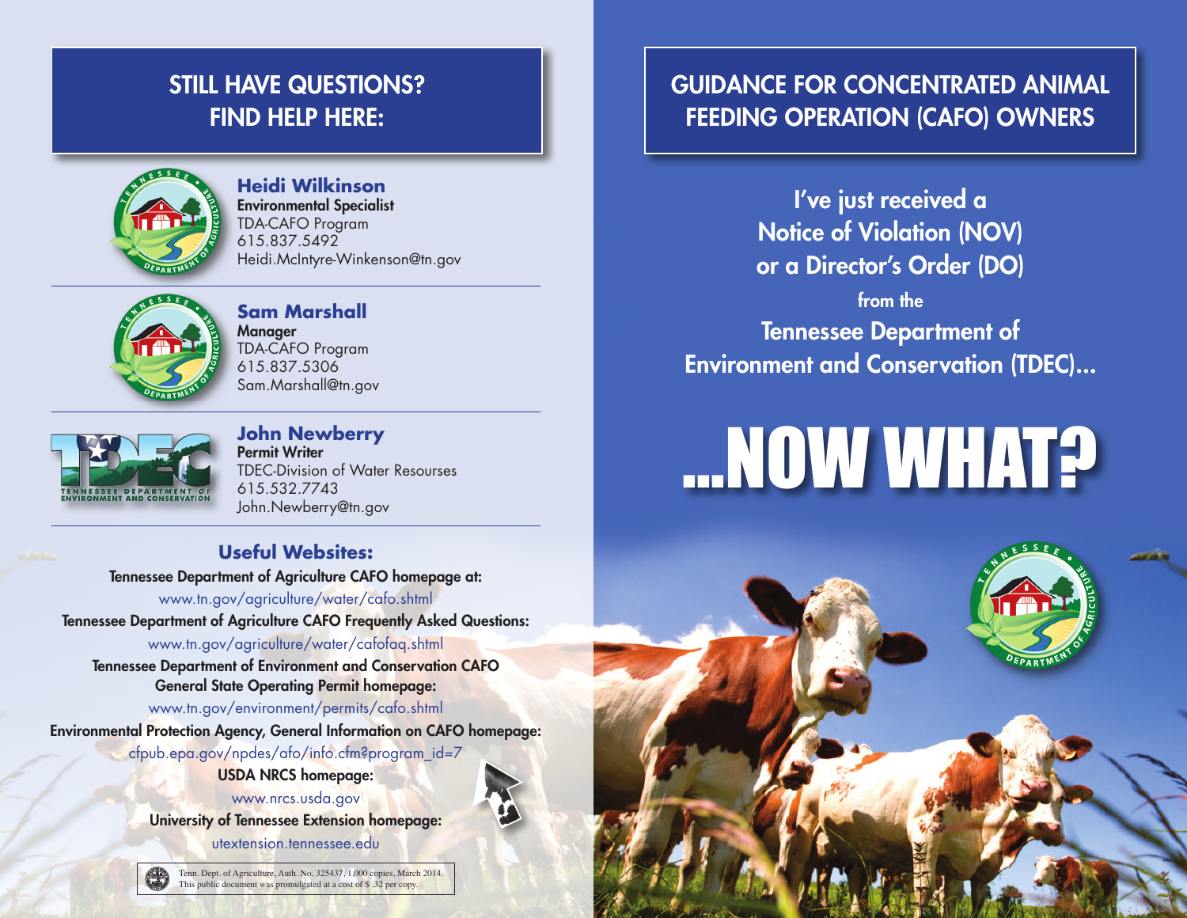## STILL HAVE QUESTIONS? FIND HELP HERE:

**Heidi Wilkinson**
**Environmental Specialist**
TDA-CAFO Program
615.837.5492
Heidi.McIntyre-Winkenson@tn.gov

**Sam Marshall**
**Manager**
TDA-CAFO Program
615.837.5306
Sam.Marshall@tn.gov

**John Newberry**
**Permit Writer**
TDEC-Division of Water Resourses
615.532.7743
John.Newberry@tn.gov

### Useful Websites:

**Tennessee Department of Agriculture CAFO homepage at:**
www.tn.gov/agriculture/water/cafo.shtml

**Tennessee Department of Agriculture CAFO Frequently Asked Questions:**
www.tn.gov/agriculture/water/cafofaq.shtml

**Tennessee Department of Environment and Conservation CAFO General State Operating Permit homepage:**
www.tn.gov/environment/permits/cafo.shtml

**Environmental Protection Agency, General Information on CAFO homepage:**
cfpub.epa.gov/npdes/afo/info.cfm?program_id=7

**USDA NRCS homepage:**
www.nrcs.usda.gov

**University of Tennessee Extension homepage:**
utextension.tennessee.edu

Tenn. Dept. of Agriculture, Auth. No. 325437, 1,000 copies, March 2014. This public document was promulgated at a cost of $ .32 per copy.

# GUIDANCE FOR CONCENTRATED ANIMAL FEEDING OPERATION (CAFO) OWNERS

**I've just received a Notice of Violation (NOV) or a Director's Order (DO)**

**from the**

**Tennessee Department of Environment and Conservation (TDEC)...**

# ...NOW WHAT?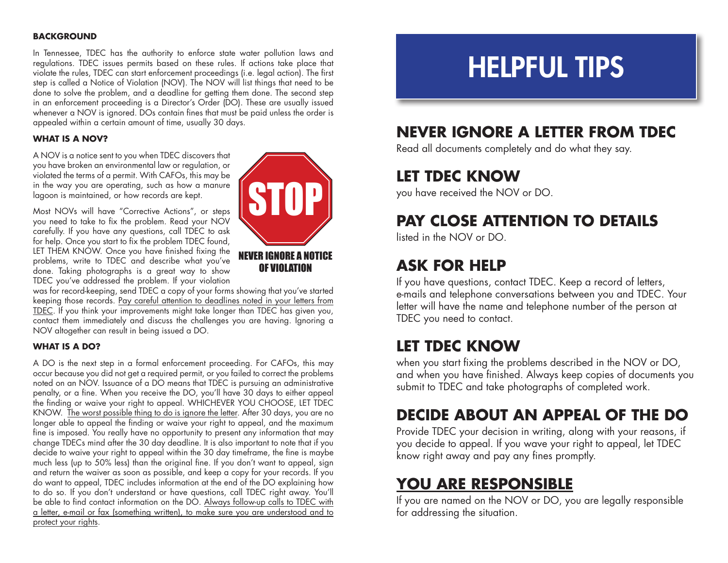**BACKGROUND**

In Tennessee, TDEC has the authority to enforce state water pollution laws and regulations. TDEC issues permits based on these rules. If actions take place that violate the rules, TDEC can start enforcement proceedings (i.e. legal action). The first step is called a Notice of Violation (NOV). The NOV will list things that need to be done to solve the problem, and a deadline for getting them done. The second step in an enforcement proceeding is a Director's Order (DO). These are usually issued whenever a NOV is ignored. DOs contain fines that must be paid unless the order is appealed within a certain amount of time, usually 30 days.

**WHAT IS A NOV?**

A NOV is a notice sent to you when TDEC discovers that you have broken an environmental law or regulation, or violated the terms of a permit. With CAFOs, this may be in the way you are operating, such as how a manure lagoon is maintained, or how records are kept.

STOP

NEVER IGNORE A NOTICE OF VIOLATION

Most NOVs will have "Corrective Actions", or steps you need to take to fix the problem. Read your NOV carefully. If you have any questions, call TDEC to ask for help. Once you start to fix the problem TDEC found, LET THEM KNOW. Once you have finished fixing the problems, write to TDEC and describe what you've done. Taking photographs is a great way to show TDEC you've addressed the problem. If your violation was for record-keeping, send TDEC a copy of your forms showing that you've started keeping those records. Pay careful attention to deadlines noted in your letters from TDEC. If you think your improvements might take longer than TDEC has given you, contact them immediately and discuss the challenges you are having. Ignoring a NOV altogether can result in being issued a DO.

**WHAT IS A DO?**

A DO is the next step in a formal enforcement proceeding. For CAFOs, this may occur because you did not get a required permit, or you failed to correct the problems noted on an NOV. Issuance of a DO means that TDEC is pursuing an administrative penalty, or a fine. When you receive the DO, you'll have 30 days to either appeal the finding or waive your right to appeal. WHICHEVER YOU CHOOSE, LET TDEC KNOW. The worst possible thing to do is ignore the letter. After 30 days, you are no longer able to appeal the finding or waive your right to appeal, and the maximum fine is imposed. You really have no opportunity to present any information that may change TDECs mind after the 30 day deadline. It is also important to note that if you decide to waive your right to appeal within the 30 day timeframe, the fine is maybe much less (up to 50% less) than the original fine. If you don't want to appeal, sign and return the waiver as soon as possible, and keep a copy for your records. If you do want to appeal, TDEC includes information at the end of the DO explaining how to do so. If you don't understand or have questions, call TDEC right away. You'll be able to find contact information on the DO. Always follow-up calls to TDEC with a letter, e-mail or fax (something written), to make sure you are understood and to protect your rights.

# HELPFUL TIPS

## NEVER IGNORE A LETTER FROM TDEC

Read all documents completely and do what they say.

## LET TDEC KNOW

you have received the NOV or DO.

## PAY CLOSE ATTENTION TO DETAILS

listed in the NOV or DO.

## ASK FOR HELP

If you have questions, contact TDEC. Keep a record of letters, e-mails and telephone conversations between you and TDEC. Your letter will have the name and telephone number of the person at TDEC you need to contact.

## LET TDEC KNOW

when you start fixing the problems described in the NOV or DO, and when you have finished. Always keep copies of documents you submit to TDEC and take photographs of completed work.

## DECIDE ABOUT AN APPEAL OF THE DO

Provide TDEC your decision in writing, along with your reasons, if you decide to appeal. If you wave your right to appeal, let TDEC know right away and pay any fines promptly.

## YOU ARE RESPONSIBLE

If you are named on the NOV or DO, you are legally responsible for addressing the situation.